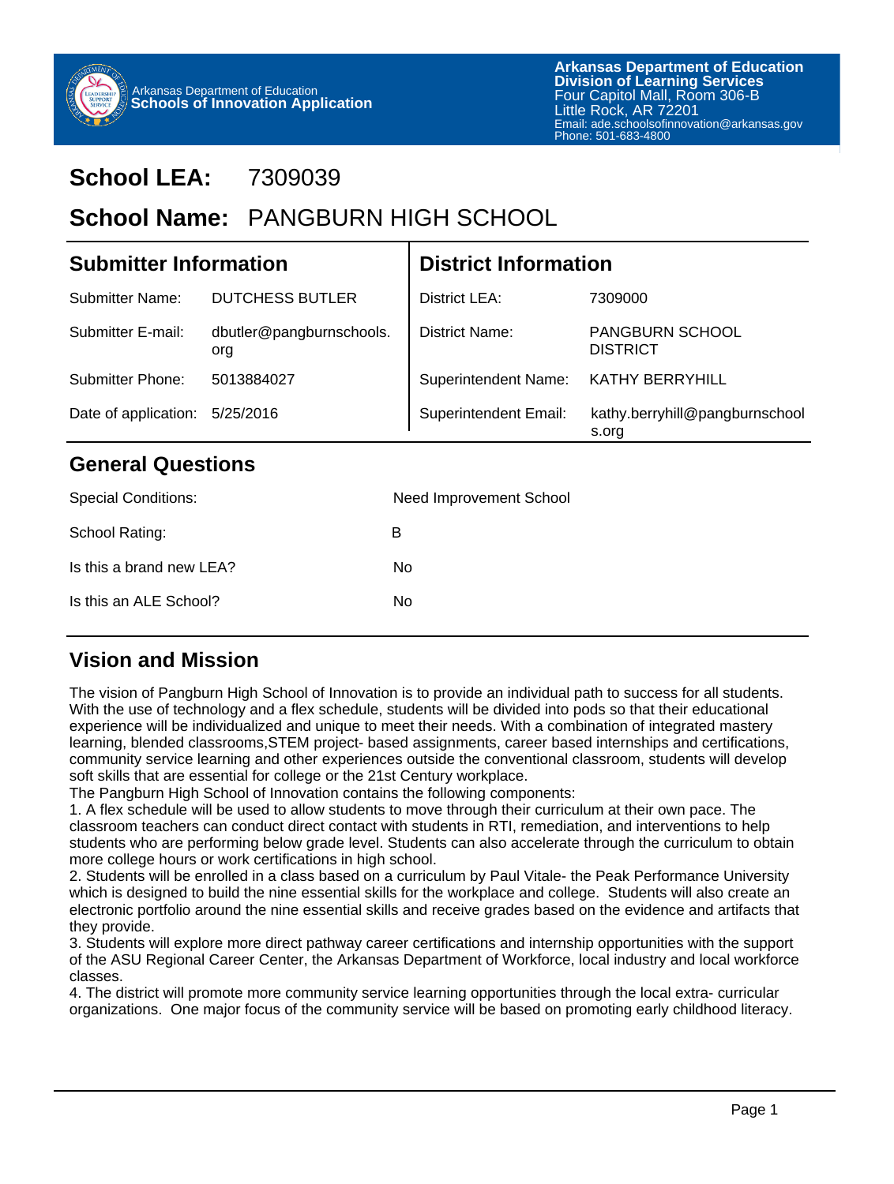Arkansas Department of Education
**Schools of Innovation Application**

**Arkansas Department of Education**
**Division of Learning Services**
Four Capitol Mall, Room 306-B
Little Rock, AR 72201
Email: ade.schoolsofinnovation@arkansas.gov
Phone: 501-683-4800

# School LEA: 7309039

# School Name: PANGBURN HIGH SCHOOL

## Submitter Information

| | |
|---|---|
| Submitter Name: | DUTCHESS BUTLER |
| Submitter E-mail: | dbutler@pangburnschools.org |
| Submitter Phone: | 5013884027 |
| Date of application: | 5/25/2016 |

## District Information

| | |
|---|---|
| District LEA: | 7309000 |
| District Name: | PANGBURN SCHOOL DISTRICT |
| Superintendent Name: | KATHY BERRYHILL |
| Superintendent Email: | kathy.berryhill@pangburnschools.org |

## General Questions

| | |
|---|---|
| Special Conditions: | Need Improvement School |
| School Rating: | B |
| Is this a brand new LEA? | No |
| Is this an ALE School? | No |

## Vision and Mission

The vision of Pangburn High School of Innovation is to provide an individual path to success for all students. With the use of technology and a flex schedule, students will be divided into pods so that their educational experience will be individualized and unique to meet their needs. With a combination of integrated mastery learning, blended classrooms,STEM project- based assignments, career based internships and certifications, community service learning and other experiences outside the conventional classroom, students will develop soft skills that are essential for college or the 21st Century workplace.

The Pangburn High School of Innovation contains the following components:

1. A flex schedule will be used to allow students to move through their curriculum at their own pace. The classroom teachers can conduct direct contact with students in RTI, remediation, and interventions to help students who are performing below grade level. Students can also accelerate through the curriculum to obtain more college hours or work certifications in high school.
2. Students will be enrolled in a class based on a curriculum by Paul Vitale- the Peak Performance University which is designed to build the nine essential skills for the workplace and college. Students will also create an electronic portfolio around the nine essential skills and receive grades based on the evidence and artifacts that they provide.
3. Students will explore more direct pathway career certifications and internship opportunities with the support of the ASU Regional Career Center, the Arkansas Department of Workforce, local industry and local workforce classes.
4. The district will promote more community service learning opportunities through the local extra- curricular organizations. One major focus of the community service will be based on promoting early childhood literacy.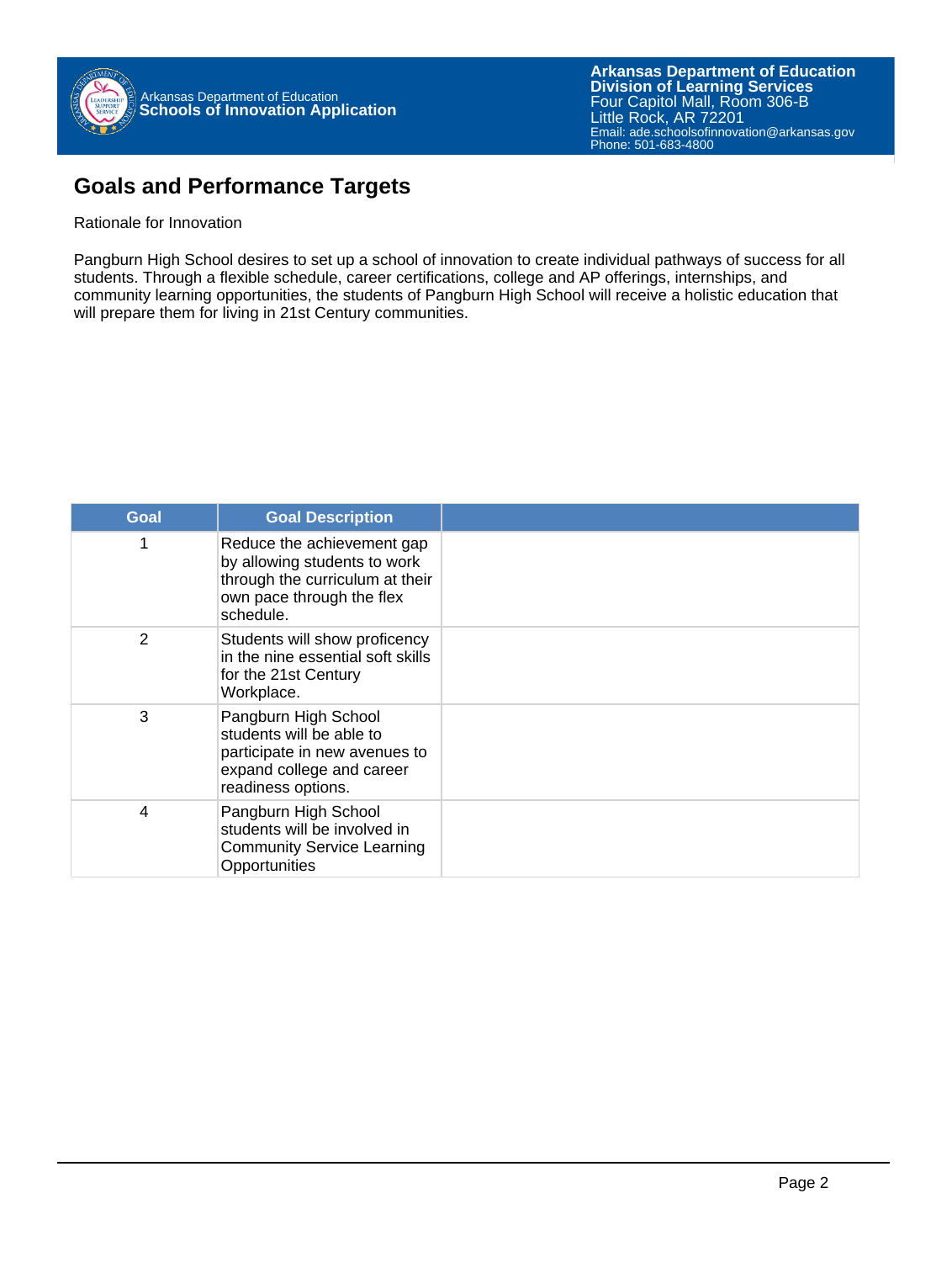## Goals and Performance Targets

Rationale for Innovation

Pangburn High School desires to set up a school of innovation to create individual pathways of success for all students. Through a flexible schedule, career certifications, college and AP offerings, internships, and community learning opportunities, the students of Pangburn High School will receive a holistic education that will prepare them for living in 21st Century communities.

| Goal | Goal Description | |
|---|---|---|
| 1 | Reduce the achievement gap by allowing students to work through the curriculum at their own pace through the flex schedule. | |
| 2 | Students will show proficency in the nine essential soft skills for the 21st Century Workplace. | |
| 3 | Pangburn High School students will be able to participate in new avenues to expand college and career readiness options. | |
| 4 | Pangburn High School students will be involved in Community Service Learning Opportunities | |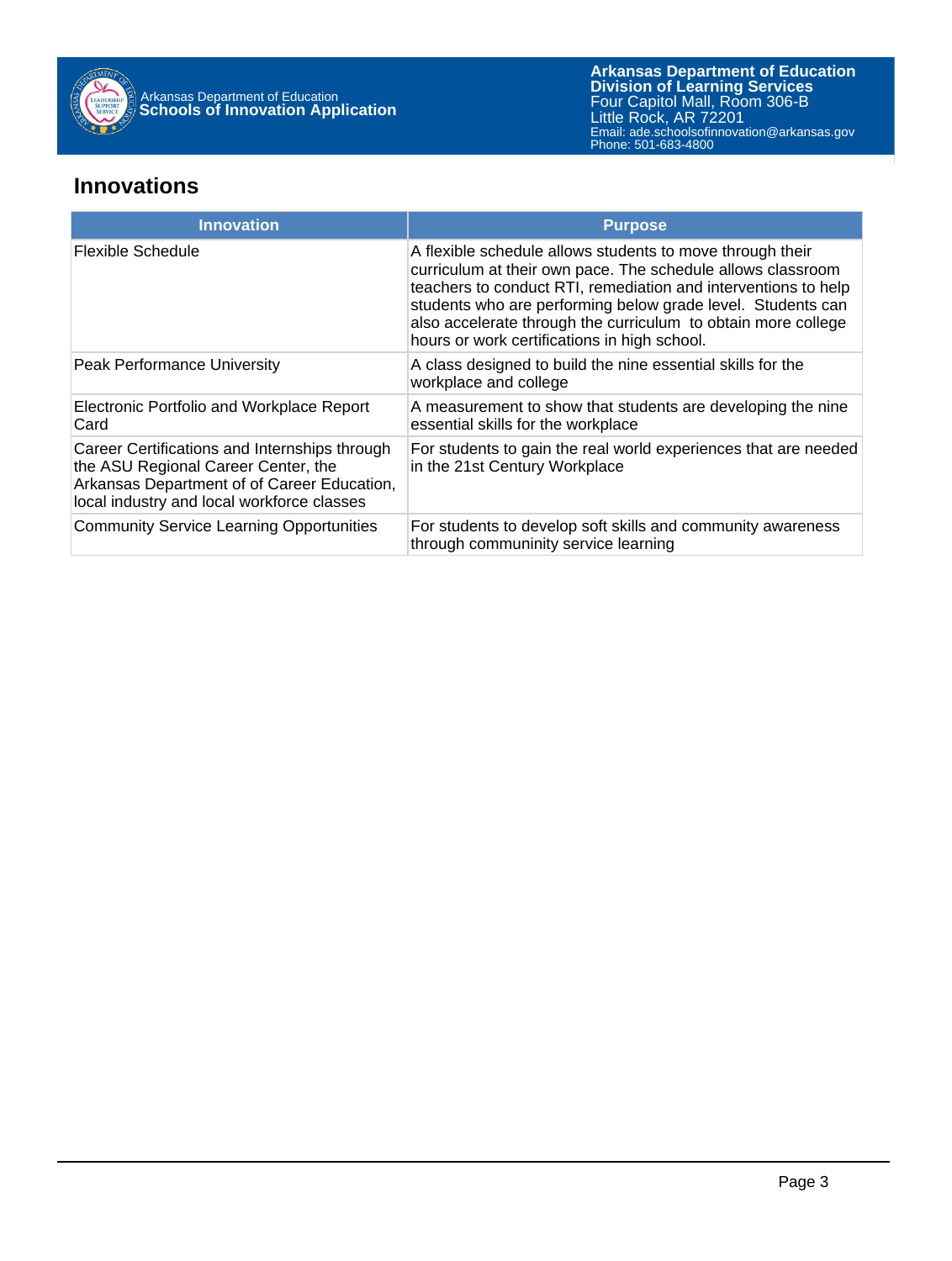## Innovations

| Innovation | Purpose |
| --- | --- |
| Flexible Schedule | A flexible schedule allows students to move through their curriculum at their own pace. The schedule allows classroom teachers to conduct RTI, remediation and interventions to help students who are performing below grade level. Students can also accelerate through the curriculum to obtain more college hours or work certifications in high school. |
| Peak Performance University | A class designed to build the nine essential skills for the workplace and college |
| Electronic Portfolio and Workplace Report Card | A measurement to show that students are developing the nine essential skills for the workplace |
| Career Certifications and Internships through the ASU Regional Career Center, the Arkansas Department of of Career Education, local industry and local workforce classes | For students to gain the real world experiences that are needed in the 21st Century Workplace |
| Community Service Learning Opportunities | For students to develop soft skills and community awareness through communinity service learning |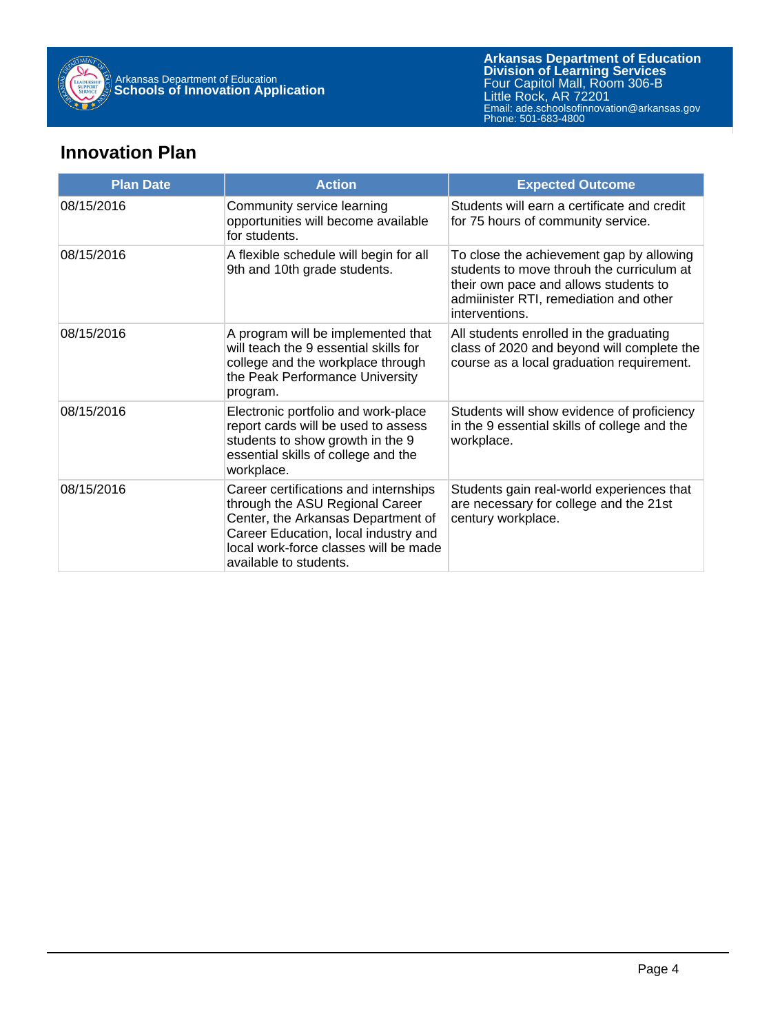## Innovation Plan

| Plan Date | Action | Expected Outcome |
| --- | --- | --- |
| 08/15/2016 | Community service learning opportunities will become available for students. | Students will earn a certificate and credit for 75 hours of community service. |
| 08/15/2016 | A flexible schedule will begin for all 9th and 10th grade students. | To close the achievement gap by allowing students to move throuh the curriculum at their own pace and allows students to admiinister RTI, remediation and other interventions. |
| 08/15/2016 | A program will be implemented that will teach the 9 essential skills for college and the workplace through the Peak Performance University program. | All students enrolled in the graduating class of 2020 and beyond will complete the course as a local graduation requirement. |
| 08/15/2016 | Electronic portfolio and work-place report cards will be used to assess students to show growth in the 9 essential skills of college and the workplace. | Students will show evidence of proficiency in the 9 essential skills of college and the workplace. |
| 08/15/2016 | Career certifications and internships through the ASU Regional Career Center, the Arkansas Department of Career Education, local industry and local work-force classes will be made available to students. | Students gain real-world experiences that are necessary for college and the 21st century workplace. |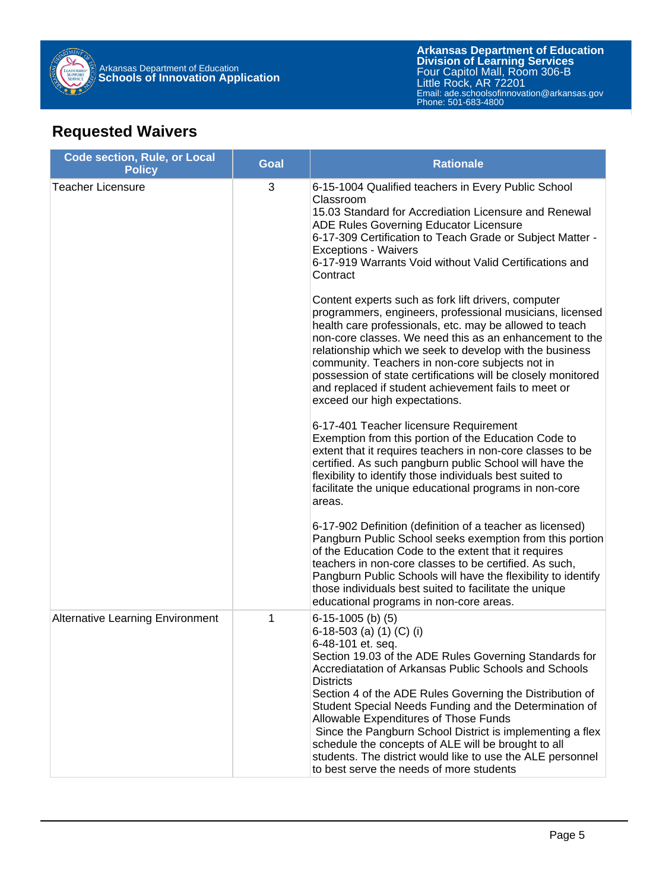## Requested Waivers

| Code section, Rule, or Local Policy | Goal | Rationale |
|---|---|---|
| Teacher Licensure | 3 | 6-15-1004 Qualified teachers in Every Public School Classroom<br>15.03 Standard for Accrediation Licensure and Renewal<br>ADE Rules Governing Educator Licensure<br>6-17-309 Certification to Teach Grade or Subject Matter - Exceptions - Waivers<br>6-17-919 Warrants Void without Valid Certifications and Contract<br><br>Content experts such as fork lift drivers, computer programmers, engineers, professional musicians, licensed health care professionals, etc. may be allowed to teach non-core classes. We need this as an enhancement to the relationship which we seek to develop with the business community. Teachers in non-core subjects not in possession of state certifications will be closely monitored and replaced if student achievement fails to meet or exceed our high expectations.<br><br>6-17-401 Teacher licensure Requirement<br>Exemption from this portion of the Education Code to extent that it requires teachers in non-core classes to be certified. As such pangburn public School will have the flexibility to identify those individuals best suited to facilitate the unique educational programs in non-core areas.<br><br>6-17-902 Definition (definition of a teacher as licensed)<br>Pangburn Public School seeks exemption from this portion of the Education Code to the extent that it requires teachers in non-core classes to be certified. As such, Pangburn Public Schools will have the flexibility to identify those individuals best suited to facilitate the unique educational programs in non-core areas. |
| Alternative Learning Environment | 1 | 6-15-1005 (b) (5)<br>6-18-503 (a) (1) (C) (i)<br>6-48-101 et. seq.<br>Section 19.03 of the ADE Rules Governing Standards for Accrediatation of Arkansas Public Schools and Schools Districts<br>Section 4 of the ADE Rules Governing the Distribution of Student Special Needs Funding and the Determination of Allowable Expenditures of Those Funds<br>Since the Pangburn School District is implementing a flex schedule the concepts of ALE will be brought to all students. The district would like to use the ALE personnel to best serve the needs of more students |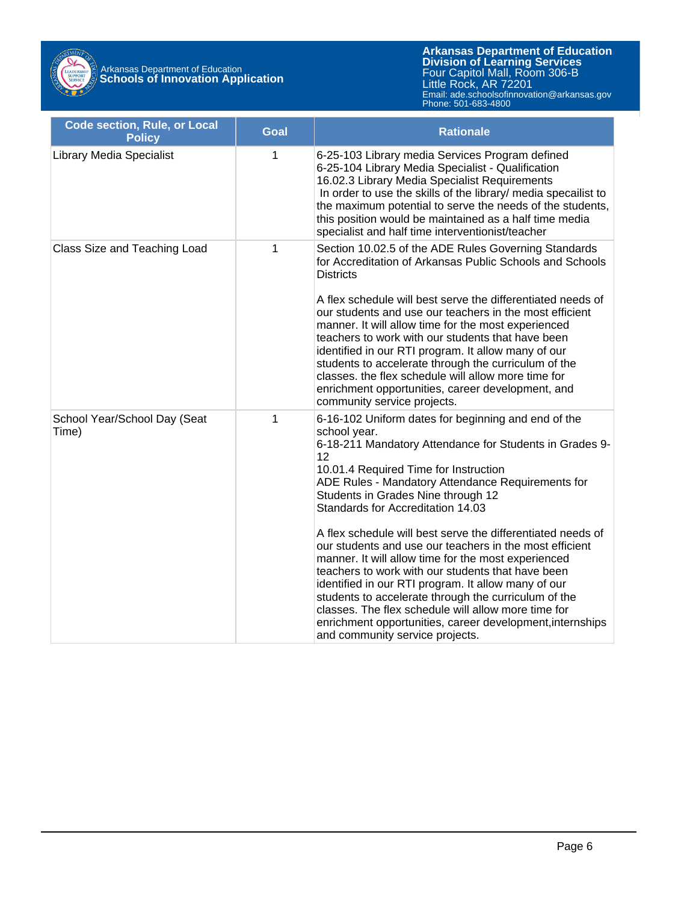| Code section, Rule, or Local Policy | Goal | Rationale |
|---|---|---|
| Library Media Specialist | 1 | 6-25-103 Library media Services Program defined<br>6-25-104 Library Media Specialist - Qualification<br>16.02.3 Library Media Specialist Requirements<br>In order to use the skills of the library/ media specailist to the maximum potential to serve the needs of the students, this position would be maintained as a half time media specialist and half time interventionist/teacher |
| Class Size and Teaching Load | 1 | Section 10.02.5 of the ADE Rules Governing Standards for Accreditation of Arkansas Public Schools and Schools Districts<br><br>A flex schedule will best serve the differentiated needs of our students and use our teachers in the most efficient manner. It will allow time for the most experienced teachers to work with our students that have been identified in our RTI program. It allow many of our students to accelerate through the curriculum of the classes. the flex schedule will allow more time for enrichment opportunities, career development, and community service projects. |
| School Year/School Day (Seat Time) | 1 | 6-16-102 Uniform dates for beginning and end of the school year.<br>6-18-211 Mandatory Attendance for Students in Grades 9-12<br>10.01.4 Required Time for Instruction<br>ADE Rules - Mandatory Attendance Requirements for Students in Grades Nine through 12<br>Standards for Accreditation 14.03<br><br>A flex schedule will best serve the differentiated needs of our students and use our teachers in the most efficient manner. It will allow time for the most experienced teachers to work with our students that have been identified in our RTI program. It allow many of our students to accelerate through the curriculum of the classes. The flex schedule will allow more time for enrichment opportunities, career development,internships and community service projects. |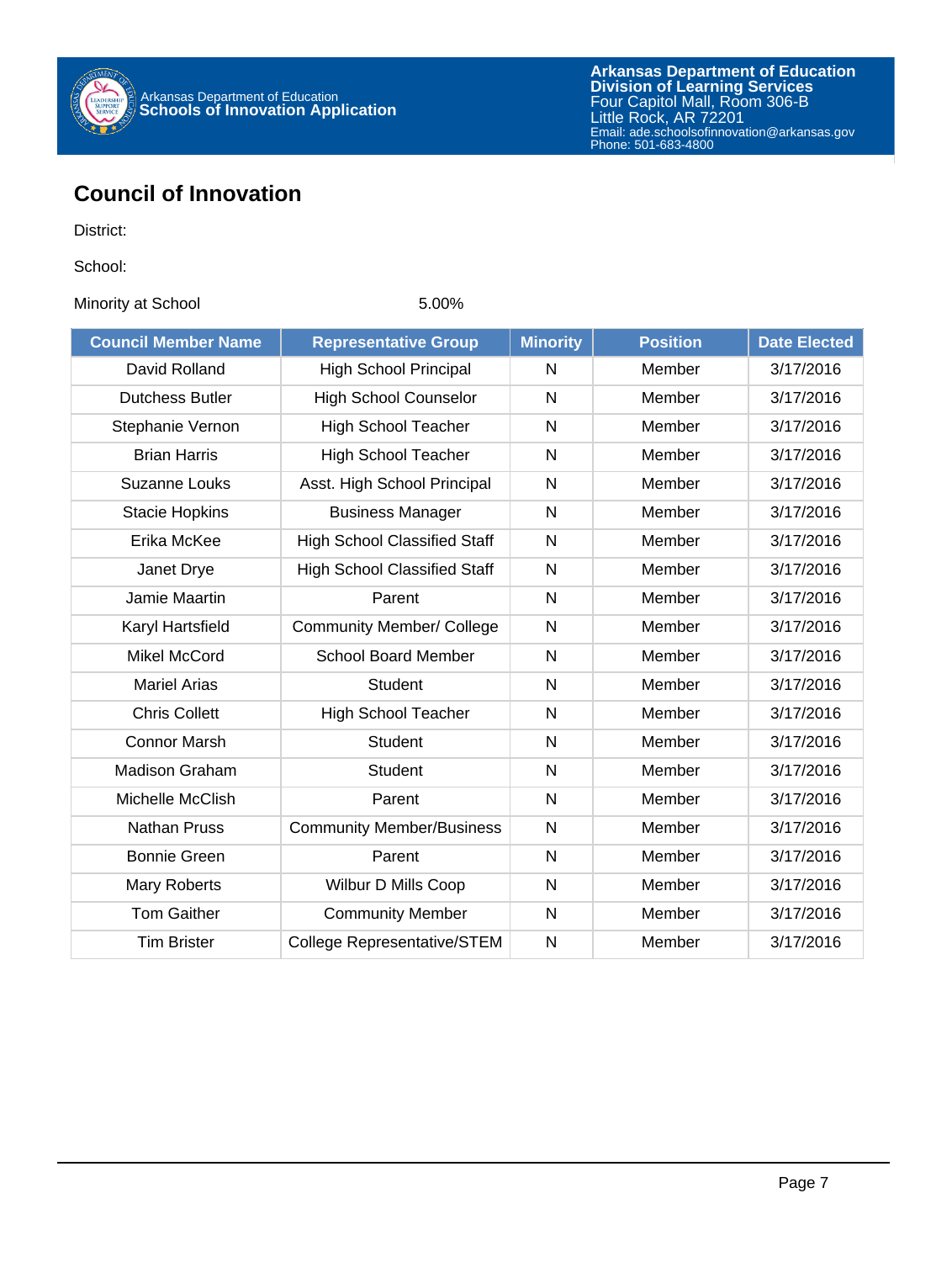## Council of Innovation

District:

School:

Minority at School 5.00%

| Council Member Name | Representative Group | Minority | Position | Date Elected |
|---|---|---|---|---|
| David Rolland | High School Principal | N | Member | 3/17/2016 |
| Dutchess Butler | High School Counselor | N | Member | 3/17/2016 |
| Stephanie Vernon | High School Teacher | N | Member | 3/17/2016 |
| Brian Harris | High School Teacher | N | Member | 3/17/2016 |
| Suzanne Louks | Asst. High School Principal | N | Member | 3/17/2016 |
| Stacie Hopkins | Business Manager | N | Member | 3/17/2016 |
| Erika McKee | High School Classified Staff | N | Member | 3/17/2016 |
| Janet Drye | High School Classified Staff | N | Member | 3/17/2016 |
| Jamie Maartin | Parent | N | Member | 3/17/2016 |
| Karyl Hartsfield | Community Member/ College | N | Member | 3/17/2016 |
| Mikel McCord | School Board Member | N | Member | 3/17/2016 |
| Mariel Arias | Student | N | Member | 3/17/2016 |
| Chris Collett | High School Teacher | N | Member | 3/17/2016 |
| Connor Marsh | Student | N | Member | 3/17/2016 |
| Madison Graham | Student | N | Member | 3/17/2016 |
| Michelle McClish | Parent | N | Member | 3/17/2016 |
| Nathan Pruss | Community Member/Business | N | Member | 3/17/2016 |
| Bonnie Green | Parent | N | Member | 3/17/2016 |
| Mary Roberts | Wilbur D Mills Coop | N | Member | 3/17/2016 |
| Tom Gaither | Community Member | N | Member | 3/17/2016 |
| Tim Brister | College Representative/STEM | N | Member | 3/17/2016 |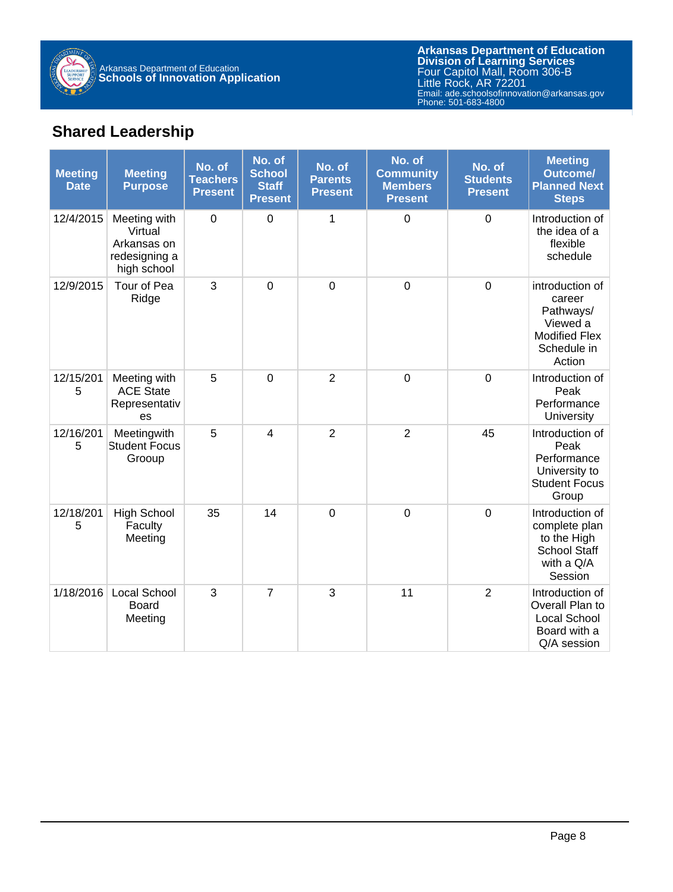## Shared Leadership

| Meeting Date | Meeting Purpose | No. of Teachers Present | No. of School Staff Present | No. of Parents Present | No. of Community Members Present | No. of Students Present | Meeting Outcome/ Planned Next Steps |
|---|---|---|---|---|---|---|---|
| 12/4/2015 | Meeting with Virtual Arkansas on redesigning a high school | 0 | 0 | 1 | 0 | 0 | Introduction of the idea of a flexible schedule |
| 12/9/2015 | Tour of Pea Ridge | 3 | 0 | 0 | 0 | 0 | introduction of career Pathways/ Viewed a Modified Flex Schedule in Action |
| 12/15/2015 | Meeting with ACE State Representatives | 5 | 0 | 2 | 0 | 0 | Introduction of Peak Performance University |
| 12/16/2015 | Meetingwith Student Focus Grooup | 5 | 4 | 2 | 2 | 45 | Introduction of Peak Performance University to Student Focus Group |
| 12/18/2015 | High School Faculty Meeting | 35 | 14 | 0 | 0 | 0 | Introduction of complete plan to the High School Staff with a Q/A Session |
| 1/18/2016 | Local School Board Meeting | 3 | 7 | 3 | 11 | 2 | Introduction of Overall Plan to Local School Board with a Q/A session |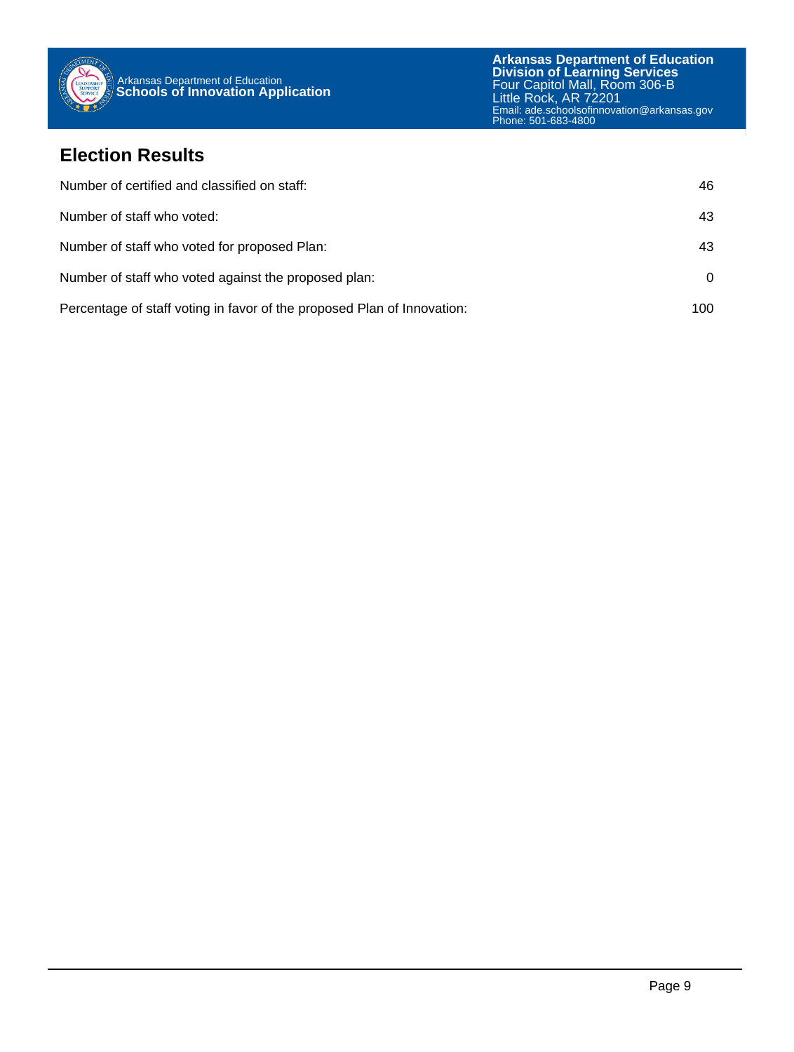## Election Results

| | |
|---|---|
| Number of certified and classified on staff: | 46 |
| Number of staff who voted: | 43 |
| Number of staff who voted for proposed Plan: | 43 |
| Number of staff who voted against the proposed plan: | 0 |
| Percentage of staff voting in favor of the proposed Plan of Innovation: | 100 |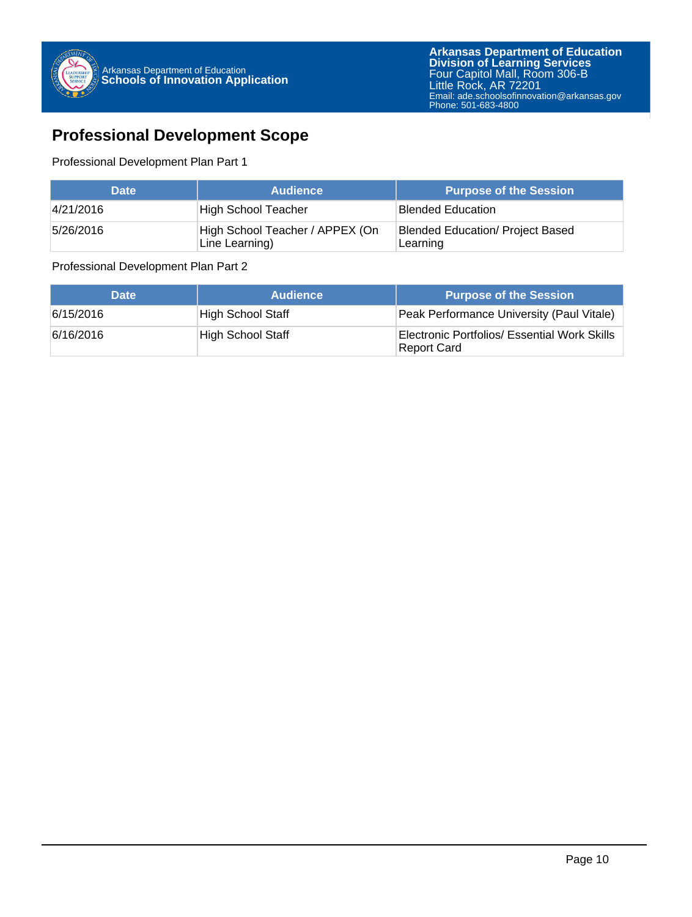## Professional Development Scope

Professional Development Plan Part 1

| Date | Audience | Purpose of the Session |
| --- | --- | --- |
| 4/21/2016 | High School Teacher | Blended Education |
| 5/26/2016 | High School Teacher / APPEX (On Line Learning) | Blended Education/ Project Based Learning |

Professional Development Plan Part 2

| Date | Audience | Purpose of the Session |
| --- | --- | --- |
| 6/15/2016 | High School Staff | Peak Performance University (Paul Vitale) |
| 6/16/2016 | High School Staff | Electronic Portfolios/ Essential Work Skills Report Card |